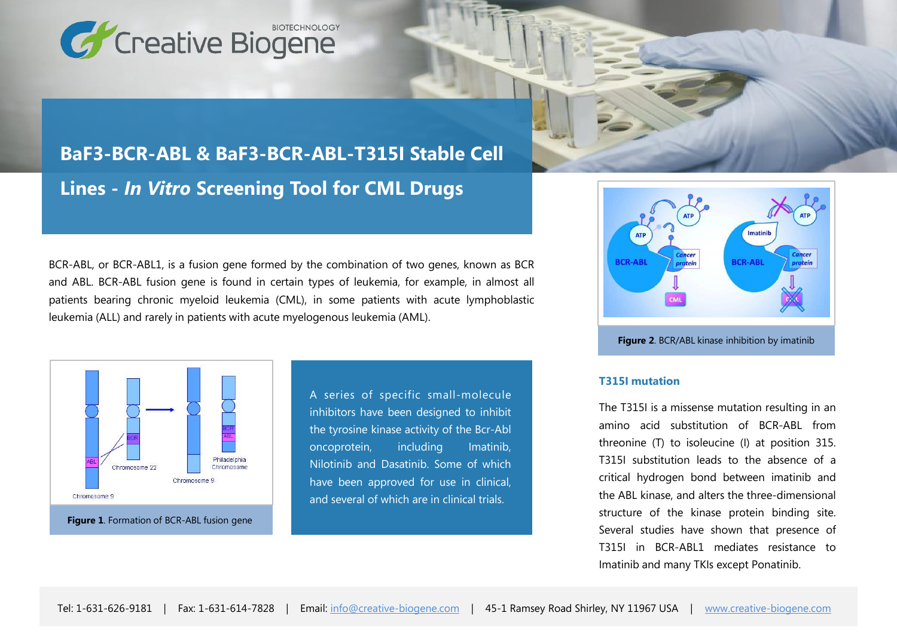# BaF3-BCR-ABL & BaF3-BCR-ABL-T315I Stable Cell Lines - *In Vitro* Screening Tool for CML Drugs

BCR-ABL, or BCR-ABL1, is a fusion gene formed by the combination of two genes, known as BCR and ABL. BCR-ABL fusion gene is found in certain types of leukemia, for example, in almost all patients bearing chronic myeloid leukemia (CML), in some patients with acute lymphoblastic leukemia (ALL) and rarely in patients with acute myelogenous leukemia (AML).

**Figure 1**. Formation of BCR-ABL fusion gene

A series of specific small-molecule inhibitors have been designed to inhibit the tyrosine kinase activity of the Bcr-Abl oncoprotein, including Imatinib, Nilotinib and Dasatinib. Some of which have been approved for use in clinical, and several of which are in clinical trials.

**Figure 2**. BCR/ABL kinase inhibition by imatinib

### T315I mutation

The T315I is a missense mutation resulting in an amino acid substitution of BCR-ABL from threonine (T) to isoleucine (I) at position 315. T315I substitution leads to the absence of a critical hydrogen bond between imatinib and the ABL kinase, and alters the three-dimensional structure of the kinase protein binding site. Several studies have shown that presence of T315I in BCR-ABL1 mediates resistance to Imatinib and many TKIs except Ponatinib.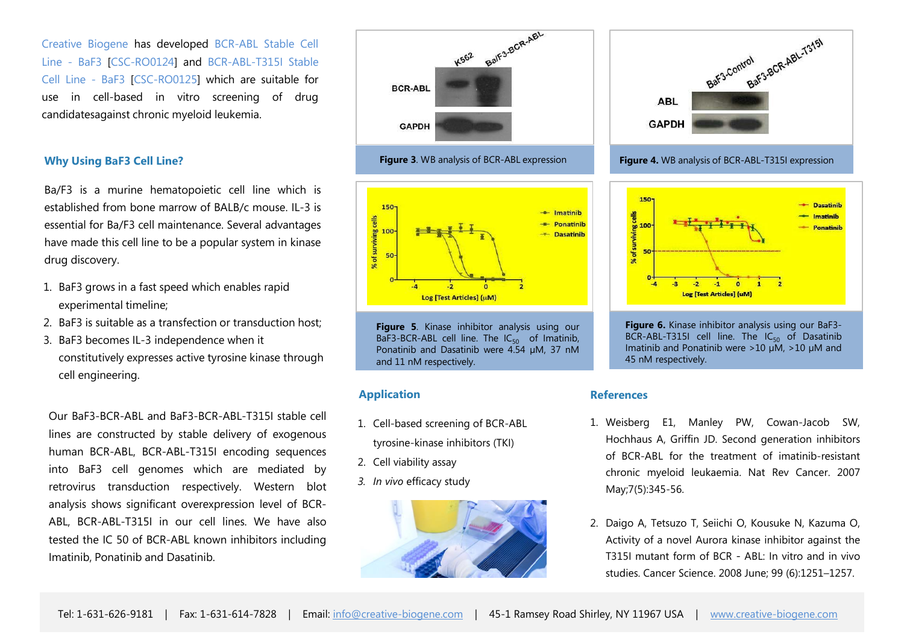Creative Biogene has developed BCR-ABL Stable Cell Line - BaF3 [CSC-RO0124] and BCR-ABL-T315I Stable Cell Line - BaF3 [CSC-RO0125] which are suitable for use in cell-based in vitro screening of drug candidatesagainst chronic myeloid leukemia.

## Why Using BaF3 Cell Line?

Ba/F3 is a murine hematopoietic cell line which is established from bone marrow of BALB/c mouse. IL-3 is essential for Ba/F3 cell maintenance. Several advantages have made this cell line to be a popular system in kinase drug discovery.

1. BaF3 grows in a fast speed which enables rapid experimental timeline;
2. BaF3 is suitable as a transfection or transduction host;
3. BaF3 becomes IL-3 independence when it constitutively expresses active tyrosine kinase through cell engineering.

Our BaF3-BCR-ABL and BaF3-BCR-ABL-T315I stable cell lines are constructed by stable delivery of exogenous human BCR-ABL, BCR-ABL-T315I encoding sequences into BaF3 cell genomes which are mediated by retrovirus transduction respectively. Western blot analysis shows significant overexpression level of BCR-ABL, BCR-ABL-T315I in our cell lines. We have also tested the IC 50 of BCR-ABL known inhibitors including Imatinib, Ponatinib and Dasatinib.

K562
Ba/F3-BCR-ABL
BCR-ABL
GAPDH

**Figure 3**. WB analysis of BCR-ABL expression

BaF3-Control
BaF3-BCR-ABL-T315I
ABL
GAPDH

**Figure 4.** WB analysis of BCR-ABL-T315I expression

150
100
50
0
% of surviving cells
-4
-2
0
2
Log [Test Articles] (μM)
Imatinib
Ponatinib
Dasatinib

**Figure 5**. Kinase inhibitor analysis using our BaF3-BCR-ABL cell line. The $IC_{50}$ of Imatinib, Ponatinib and Dasatinib were 4.54 μM, 37 nM and 11 nM respectively.

150
100
50
0
% of surviving cells
-4
-3
-2
-1
0
1
2
Log [Test Articles] (uM)
Dasatinib
Imatinib
Ponatinib

**Figure 6.** Kinase inhibitor analysis using our BaF3-BCR-ABL-T315I cell line. The $IC_{50}$ of Dasatinib Imatinib and Ponatinib were >10 μM, >10 μM and 45 nM respectively.

## Application

1. Cell-based screening of BCR-ABL tyrosine-kinase inhibitors (TKI)
2. Cell viability assay
3. *In vivo* efficacy study

## References

1. Weisberg E1, Manley PW, Cowan-Jacob SW, Hochhaus A, Griffin JD. Second generation inhibitors of BCR-ABL for the treatment of imatinib-resistant chronic myeloid leukaemia. Nat Rev Cancer. 2007 May;7(5):345-56.

2. Daigo A, Tetsuzo T, Seiichi O, Kousuke N, Kazuma O, Activity of a novel Aurora kinase inhibitor against the T315I mutant form of BCR - ABL: In vitro and in vivo studies. Cancer Science. 2008 June; 99 (6):1251–1257.

Tel: 1-631-626-9181 | Fax: 1-631-614-7828 | Email: info@creative-biogene.com | 45-1 Ramsey Road Shirley, NY 11967 USA | www.creative-biogene.com